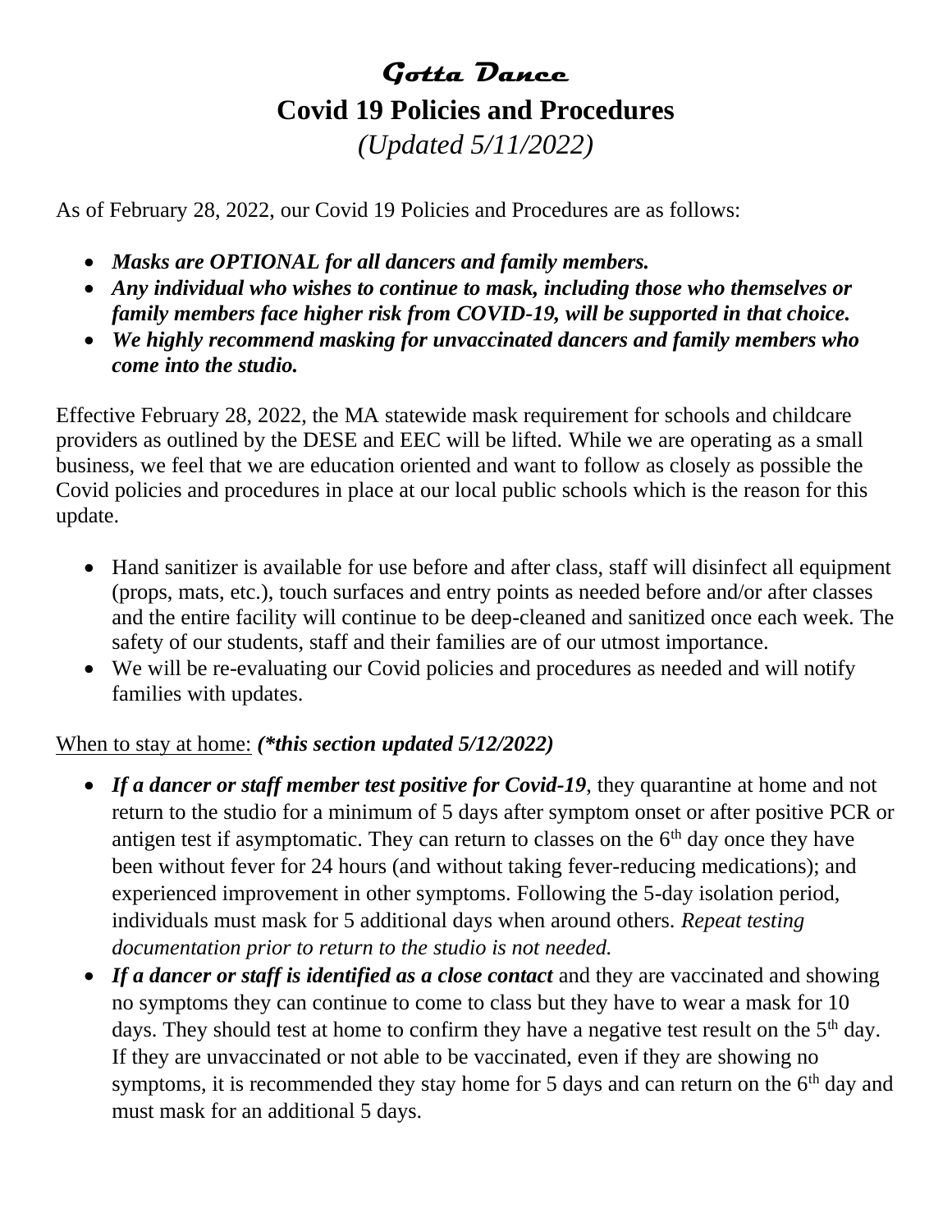# *Gotta Dance*

## Covid 19 Policies and Procedures

*(Updated 5/11/2022)*

As of February 28, 2022, our Covid 19 Policies and Procedures are as follows:

- ***Masks are OPTIONAL for all dancers and family members.***
- ***Any individual who wishes to continue to mask, including those who themselves or family members face higher risk from COVID-19, will be supported in that choice.***
- ***We highly recommend masking for unvaccinated dancers and family members who come into the studio.***

Effective February 28, 2022, the MA statewide mask requirement for schools and childcare providers as outlined by the DESE and EEC will be lifted. While we are operating as a small business, we feel that we are education oriented and want to follow as closely as possible the Covid policies and procedures in place at our local public schools which is the reason for this update.

- Hand sanitizer is available for use before and after class, staff will disinfect all equipment (props, mats, etc.), touch surfaces and entry points as needed before and/or after classes and the entire facility will continue to be deep-cleaned and sanitized once each week. The safety of our students, staff and their families are of our utmost importance.
- We will be re-evaluating our Covid policies and procedures as needed and will notify families with updates.

<u>When to stay at home:</u> ***(\*this section updated 5/12/2022)***

- ***If a dancer or staff member test positive for Covid-19***, they quarantine at home and not return to the studio for a minimum of 5 days after symptom onset or after positive PCR or antigen test if asymptomatic. They can return to classes on the 6th day once they have been without fever for 24 hours (and without taking fever-reducing medications); and experienced improvement in other symptoms. Following the 5-day isolation period, individuals must mask for 5 additional days when around others. *Repeat testing documentation prior to return to the studio is not needed.*
- ***If a dancer or staff is identified as a close contact*** and they are vaccinated and showing no symptoms they can continue to come to class but they have to wear a mask for 10 days. They should test at home to confirm they have a negative test result on the 5th day. If they are unvaccinated or not able to be vaccinated, even if they are showing no symptoms, it is recommended they stay home for 5 days and can return on the 6th day and must mask for an additional 5 days.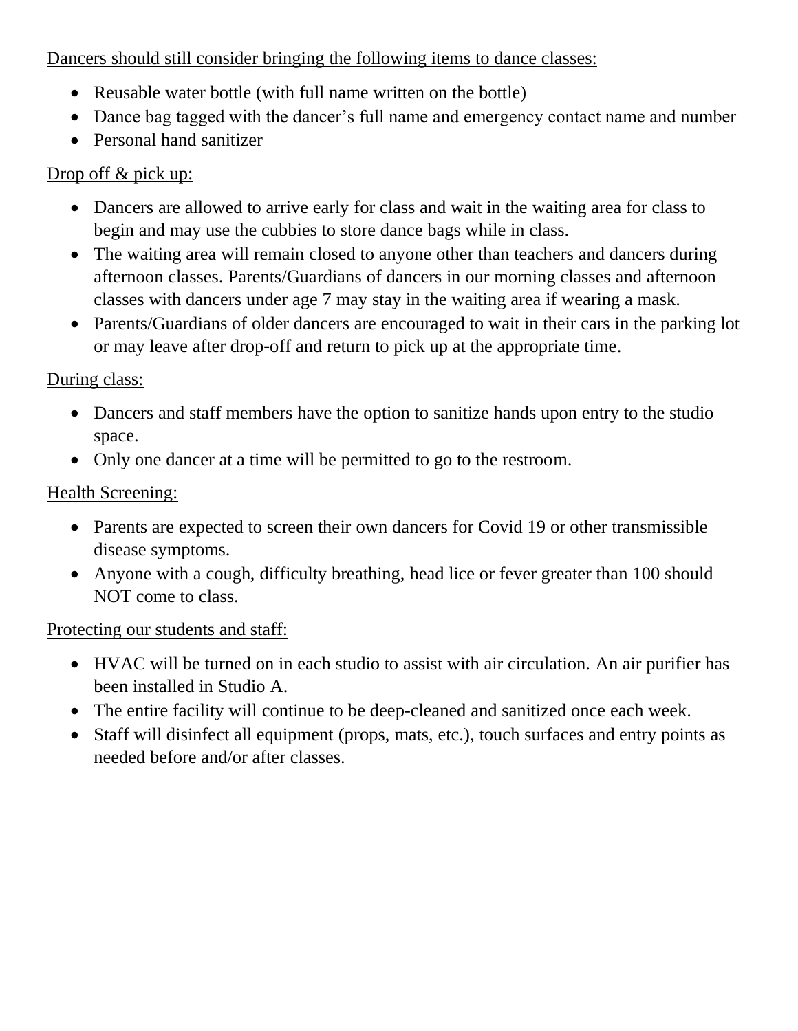<u>Dancers should still consider bringing the following items to dance classes:</u>

- Reusable water bottle (with full name written on the bottle)
- Dance bag tagged with the dancer's full name and emergency contact name and number
- Personal hand sanitizer

<u>Drop off & pick up:</u>

- Dancers are allowed to arrive early for class and wait in the waiting area for class to begin and may use the cubbies to store dance bags while in class.
- The waiting area will remain closed to anyone other than teachers and dancers during afternoon classes. Parents/Guardians of dancers in our morning classes and afternoon classes with dancers under age 7 may stay in the waiting area if wearing a mask.
- Parents/Guardians of older dancers are encouraged to wait in their cars in the parking lot or may leave after drop-off and return to pick up at the appropriate time.

<u>During class:</u>

- Dancers and staff members have the option to sanitize hands upon entry to the studio space.
- Only one dancer at a time will be permitted to go to the restroom.

<u>Health Screening:</u>

- Parents are expected to screen their own dancers for Covid 19 or other transmissible disease symptoms.
- Anyone with a cough, difficulty breathing, head lice or fever greater than 100 should NOT come to class.

<u>Protecting our students and staff:</u>

- HVAC will be turned on in each studio to assist with air circulation. An air purifier has been installed in Studio A.
- The entire facility will continue to be deep-cleaned and sanitized once each week.
- Staff will disinfect all equipment (props, mats, etc.), touch surfaces and entry points as needed before and/or after classes.